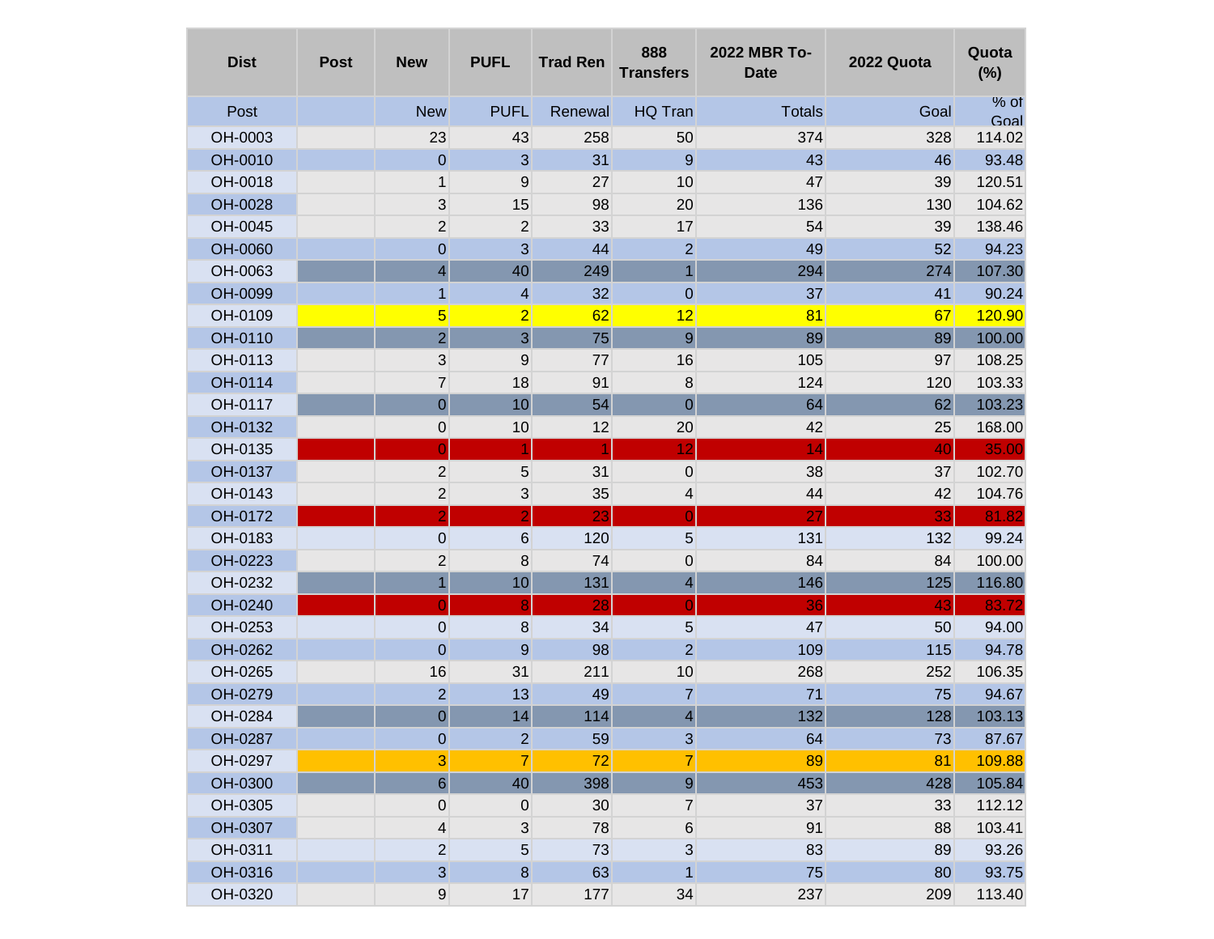| Dist | Post | New | PUFL | Trad Ren | 888 Transfers | 2022 MBR To-Date | 2022 Quota | Quota (%) |
|---|---|---|---|---|---|---|---|---|
| Post | | New | PUFL | Renewal | HQ Tran | Totals | Goal | % of Goal |
| OH-0003 | | 23 | 43 | 258 | 50 | 374 | 328 | 114.02 |
| OH-0010 | | 0 | 3 | 31 | 9 | 43 | 46 | 93.48 |
| OH-0018 | | 1 | 9 | 27 | 10 | 47 | 39 | 120.51 |
| OH-0028 | | 3 | 15 | 98 | 20 | 136 | 130 | 104.62 |
| OH-0045 | | 2 | 2 | 33 | 17 | 54 | 39 | 138.46 |
| OH-0060 | | 0 | 3 | 44 | 2 | 49 | 52 | 94.23 |
| OH-0063 | | 4 | 40 | 249 | 1 | 294 | 274 | 107.30 |
| OH-0099 | | 1 | 4 | 32 | 0 | 37 | 41 | 90.24 |
| OH-0109 | | 5 | 2 | 62 | 12 | 81 | 67 | 120.90 |
| OH-0110 | | 2 | 3 | 75 | 9 | 89 | 89 | 100.00 |
| OH-0113 | | 3 | 9 | 77 | 16 | 105 | 97 | 108.25 |
| OH-0114 | | 7 | 18 | 91 | 8 | 124 | 120 | 103.33 |
| OH-0117 | | 0 | 10 | 54 | 0 | 64 | 62 | 103.23 |
| OH-0132 | | 0 | 10 | 12 | 20 | 42 | 25 | 168.00 |
| OH-0135 | | 0 | 1 | 1 | 12 | 14 | 40 | 35.00 |
| OH-0137 | | 2 | 5 | 31 | 0 | 38 | 37 | 102.70 |
| OH-0143 | | 2 | 3 | 35 | 4 | 44 | 42 | 104.76 |
| OH-0172 | | 2 | 2 | 23 | 0 | 27 | 33 | 81.82 |
| OH-0183 | | 0 | 6 | 120 | 5 | 131 | 132 | 99.24 |
| OH-0223 | | 2 | 8 | 74 | 0 | 84 | 84 | 100.00 |
| OH-0232 | | 1 | 10 | 131 | 4 | 146 | 125 | 116.80 |
| OH-0240 | | 0 | 8 | 28 | 0 | 36 | 43 | 83.72 |
| OH-0253 | | 0 | 8 | 34 | 5 | 47 | 50 | 94.00 |
| OH-0262 | | 0 | 9 | 98 | 2 | 109 | 115 | 94.78 |
| OH-0265 | | 16 | 31 | 211 | 10 | 268 | 252 | 106.35 |
| OH-0279 | | 2 | 13 | 49 | 7 | 71 | 75 | 94.67 |
| OH-0284 | | 0 | 14 | 114 | 4 | 132 | 128 | 103.13 |
| OH-0287 | | 0 | 2 | 59 | 3 | 64 | 73 | 87.67 |
| OH-0297 | | 3 | 7 | 72 | 7 | 89 | 81 | 109.88 |
| OH-0300 | | 6 | 40 | 398 | 9 | 453 | 428 | 105.84 |
| OH-0305 | | 0 | 0 | 30 | 7 | 37 | 33 | 112.12 |
| OH-0307 | | 4 | 3 | 78 | 6 | 91 | 88 | 103.41 |
| OH-0311 | | 2 | 5 | 73 | 3 | 83 | 89 | 93.26 |
| OH-0316 | | 3 | 8 | 63 | 1 | 75 | 80 | 93.75 |
| OH-0320 | | 9 | 17 | 177 | 34 | 237 | 209 | 113.40 |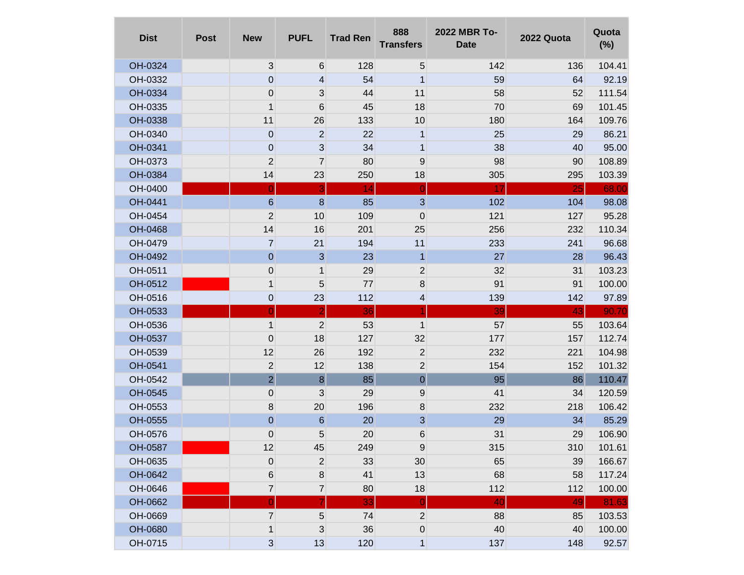| Dist | Post | New | PUFL | Trad Ren | 888 Transfers | 2022 MBR To-Date | 2022 Quota | Quota (%) |
|---|---|---|---|---|---|---|---|---|
| OH-0324 | | 3 | 6 | 128 | 5 | 142 | 136 | 104.41 |
| OH-0332 | | 0 | 4 | 54 | 1 | 59 | 64 | 92.19 |
| OH-0334 | | 0 | 3 | 44 | 11 | 58 | 52 | 111.54 |
| OH-0335 | | 1 | 6 | 45 | 18 | 70 | 69 | 101.45 |
| OH-0338 | | 11 | 26 | 133 | 10 | 180 | 164 | 109.76 |
| OH-0340 | | 0 | 2 | 22 | 1 | 25 | 29 | 86.21 |
| OH-0341 | | 0 | 3 | 34 | 1 | 38 | 40 | 95.00 |
| OH-0373 | | 2 | 7 | 80 | 9 | 98 | 90 | 108.89 |
| OH-0384 | | 14 | 23 | 250 | 18 | 305 | 295 | 103.39 |
| OH-0400 | | 0 | 3 | 14 | 0 | 17 | 25 | 68.00 |
| OH-0441 | | 6 | 8 | 85 | 3 | 102 | 104 | 98.08 |
| OH-0454 | | 2 | 10 | 109 | 0 | 121 | 127 | 95.28 |
| OH-0468 | | 14 | 16 | 201 | 25 | 256 | 232 | 110.34 |
| OH-0479 | | 7 | 21 | 194 | 11 | 233 | 241 | 96.68 |
| OH-0492 | | 0 | 3 | 23 | 1 | 27 | 28 | 96.43 |
| OH-0511 | | 0 | 1 | 29 | 2 | 32 | 31 | 103.23 |
| OH-0512 | | 1 | 5 | 77 | 8 | 91 | 91 | 100.00 |
| OH-0516 | | 0 | 23 | 112 | 4 | 139 | 142 | 97.89 |
| OH-0533 | | 0 | 2 | 36 | 1 | 39 | 43 | 90.70 |
| OH-0536 | | 1 | 2 | 53 | 1 | 57 | 55 | 103.64 |
| OH-0537 | | 0 | 18 | 127 | 32 | 177 | 157 | 112.74 |
| OH-0539 | | 12 | 26 | 192 | 2 | 232 | 221 | 104.98 |
| OH-0541 | | 2 | 12 | 138 | 2 | 154 | 152 | 101.32 |
| OH-0542 | | 2 | 8 | 85 | 0 | 95 | 86 | 110.47 |
| OH-0545 | | 0 | 3 | 29 | 9 | 41 | 34 | 120.59 |
| OH-0553 | | 8 | 20 | 196 | 8 | 232 | 218 | 106.42 |
| OH-0555 | | 0 | 6 | 20 | 3 | 29 | 34 | 85.29 |
| OH-0576 | | 0 | 5 | 20 | 6 | 31 | 29 | 106.90 |
| OH-0587 | | 12 | 45 | 249 | 9 | 315 | 310 | 101.61 |
| OH-0635 | | 0 | 2 | 33 | 30 | 65 | 39 | 166.67 |
| OH-0642 | | 6 | 8 | 41 | 13 | 68 | 58 | 117.24 |
| OH-0646 | | 7 | 7 | 80 | 18 | 112 | 112 | 100.00 |
| OH-0662 | | 0 | 7 | 33 | 0 | 40 | 49 | 81.63 |
| OH-0669 | | 7 | 5 | 74 | 2 | 88 | 85 | 103.53 |
| OH-0680 | | 1 | 3 | 36 | 0 | 40 | 40 | 100.00 |
| OH-0715 | | 3 | 13 | 120 | 1 | 137 | 148 | 92.57 |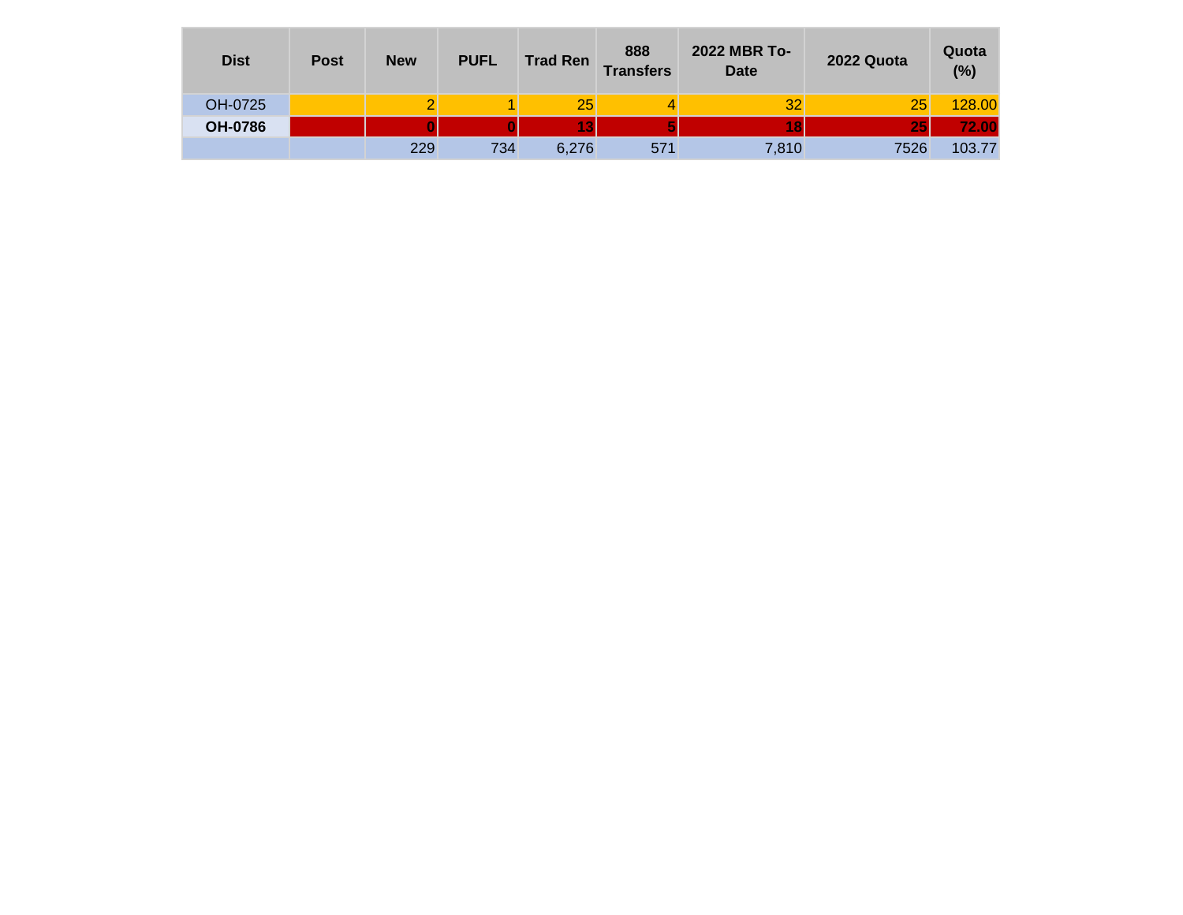| Dist | Post | New | PUFL | Trad Ren | 888 Transfers | 2022 MBR To-Date | 2022 Quota | Quota (%) |
|---|---|---|---|---|---|---|---|---|
| OH-0725 | | 2 | 1 | 25 | 4 | 32 | 25 | 128.00 |
| **OH-0786** | | **0** | **0** | **13** | **5** | **18** | **25** | **72.00** |
| | | 229 | 734 | 6,276 | 571 | 7,810 | 7526 | 103.77 |